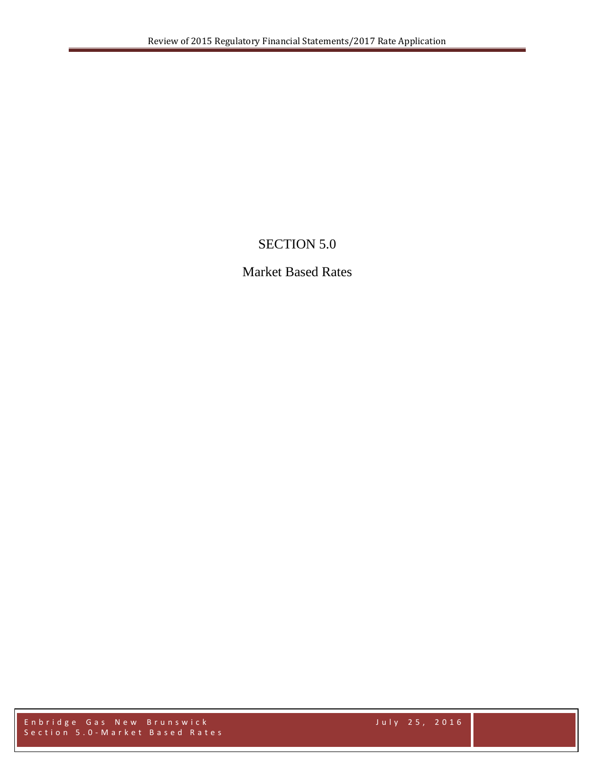# SECTION 5.0

## Market Based Rates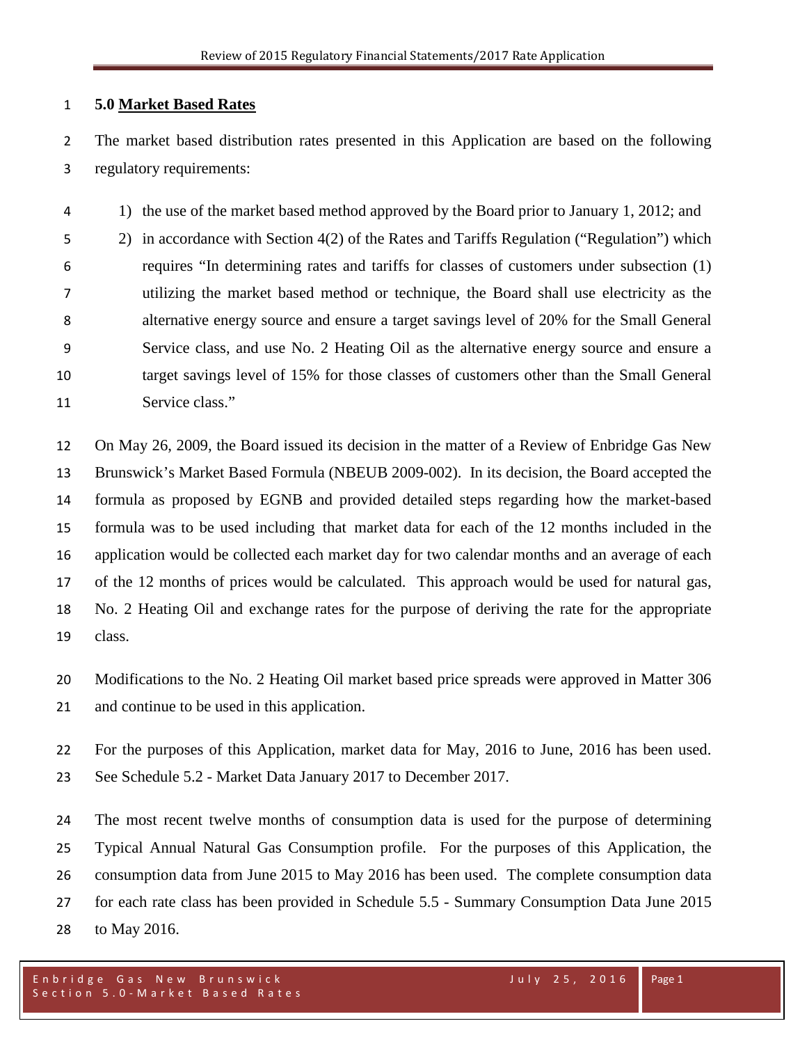## 5.0 Market Based Rates

The market based distribution rates presented in this Application are based on the following regulatory requirements:

1) the use of the market based method approved by the Board prior to January 1, 2012; and
2) in accordance with Section 4(2) of the Rates and Tariffs Regulation ("Regulation") which requires "In determining rates and tariffs for classes of customers under subsection (1) utilizing the market based method or technique, the Board shall use electricity as the alternative energy source and ensure a target savings level of 20% for the Small General Service class, and use No. 2 Heating Oil as the alternative energy source and ensure a target savings level of 15% for those classes of customers other than the Small General Service class."

On May 26, 2009, the Board issued its decision in the matter of a Review of Enbridge Gas New Brunswick's Market Based Formula (NBEUB 2009-002). In its decision, the Board accepted the formula as proposed by EGNB and provided detailed steps regarding how the market-based formula was to be used including that market data for each of the 12 months included in the application would be collected each market day for two calendar months and an average of each of the 12 months of prices would be calculated. This approach would be used for natural gas, No. 2 Heating Oil and exchange rates for the purpose of deriving the rate for the appropriate class.

Modifications to the No. 2 Heating Oil market based price spreads were approved in Matter 306 and continue to be used in this application.

For the purposes of this Application, market data for May, 2016 to June, 2016 has been used. See Schedule 5.2 - Market Data January 2017 to December 2017.

The most recent twelve months of consumption data is used for the purpose of determining Typical Annual Natural Gas Consumption profile. For the purposes of this Application, the consumption data from June 2015 to May 2016 has been used. The complete consumption data for each rate class has been provided in Schedule 5.5 - Summary Consumption Data June 2015 to May 2016.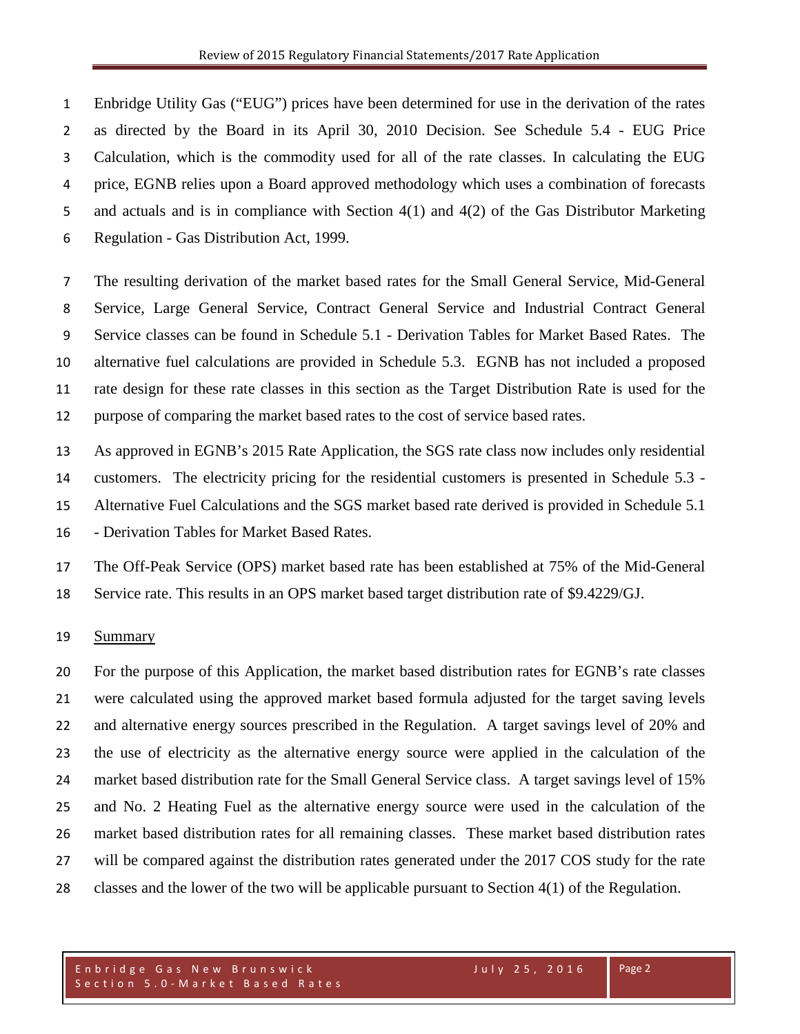Enbridge Utility Gas ("EUG") prices have been determined for use in the derivation of the rates as directed by the Board in its April 30, 2010 Decision. See Schedule 5.4 - EUG Price Calculation, which is the commodity used for all of the rate classes. In calculating the EUG price, EGNB relies upon a Board approved methodology which uses a combination of forecasts and actuals and is in compliance with Section 4(1) and 4(2) of the Gas Distributor Marketing Regulation - Gas Distribution Act, 1999.

The resulting derivation of the market based rates for the Small General Service, Mid-General Service, Large General Service, Contract General Service and Industrial Contract General Service classes can be found in Schedule 5.1 - Derivation Tables for Market Based Rates. The alternative fuel calculations are provided in Schedule 5.3. EGNB has not included a proposed rate design for these rate classes in this section as the Target Distribution Rate is used for the purpose of comparing the market based rates to the cost of service based rates.

As approved in EGNB's 2015 Rate Application, the SGS rate class now includes only residential customers. The electricity pricing for the residential customers is presented in Schedule 5.3 - Alternative Fuel Calculations and the SGS market based rate derived is provided in Schedule 5.1 - Derivation Tables for Market Based Rates.

The Off-Peak Service (OPS) market based rate has been established at 75% of the Mid-General Service rate. This results in an OPS market based target distribution rate of $9.4229/GJ.

## Summary

For the purpose of this Application, the market based distribution rates for EGNB's rate classes were calculated using the approved market based formula adjusted for the target saving levels and alternative energy sources prescribed in the Regulation. A target savings level of 20% and the use of electricity as the alternative energy source were applied in the calculation of the market based distribution rate for the Small General Service class. A target savings level of 15% and No. 2 Heating Fuel as the alternative energy source were used in the calculation of the market based distribution rates for all remaining classes. These market based distribution rates will be compared against the distribution rates generated under the 2017 COS study for the rate classes and the lower of the two will be applicable pursuant to Section 4(1) of the Regulation.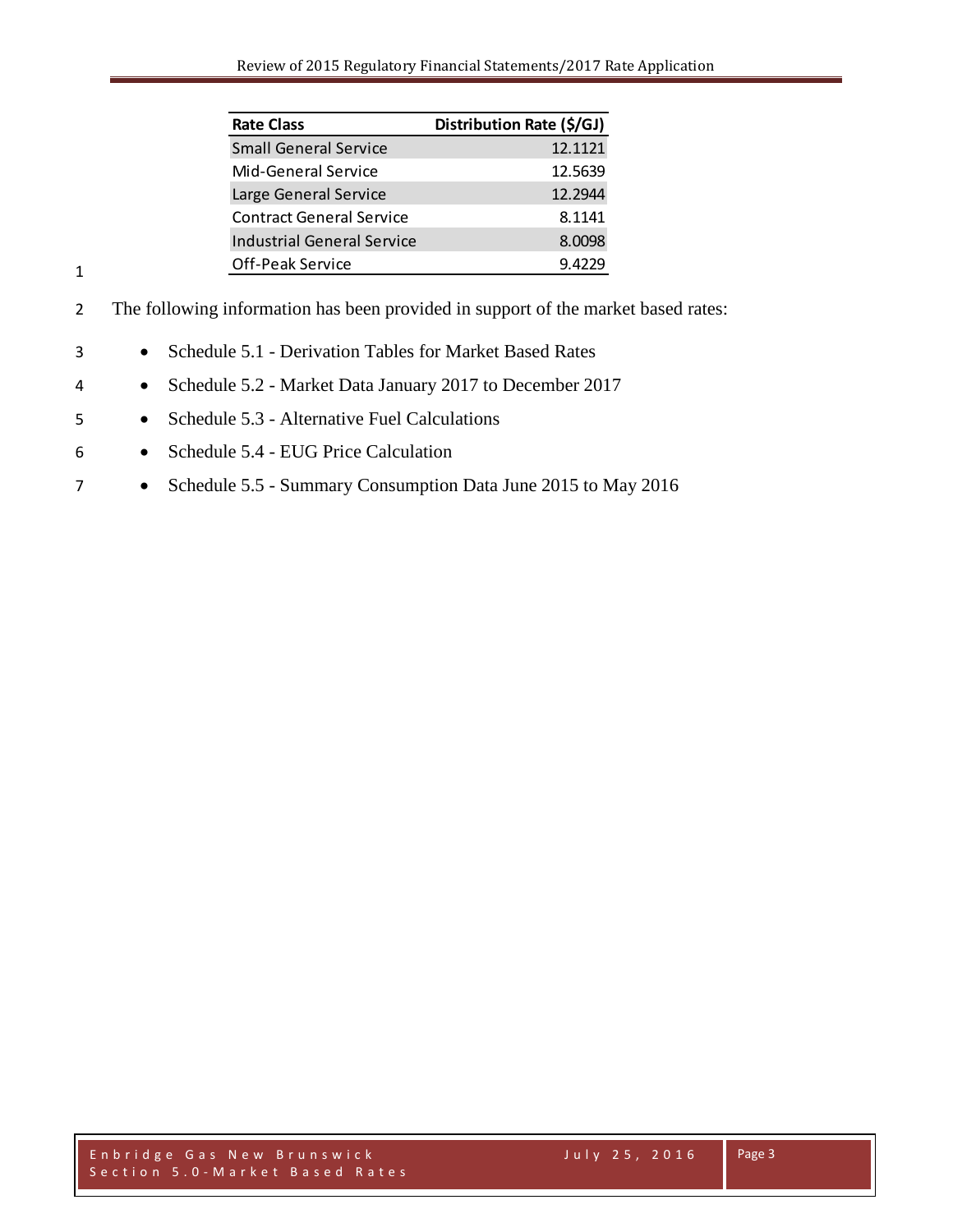| Rate Class | Distribution Rate ($/GJ) |
| --- | --- |
| Small General Service | 12.1121 |
| Mid-General Service | 12.5639 |
| Large General Service | 12.2944 |
| Contract General Service | 8.1141 |
| Industrial General Service | 8.0098 |
| Off-Peak Service | 9.4229 |

The following information has been provided in support of the market based rates:

- Schedule 5.1 - Derivation Tables for Market Based Rates
- Schedule 5.2 - Market Data January 2017 to December 2017
- Schedule 5.3 - Alternative Fuel Calculations
- Schedule 5.4 - EUG Price Calculation
- Schedule 5.5 - Summary Consumption Data June 2015 to May 2016